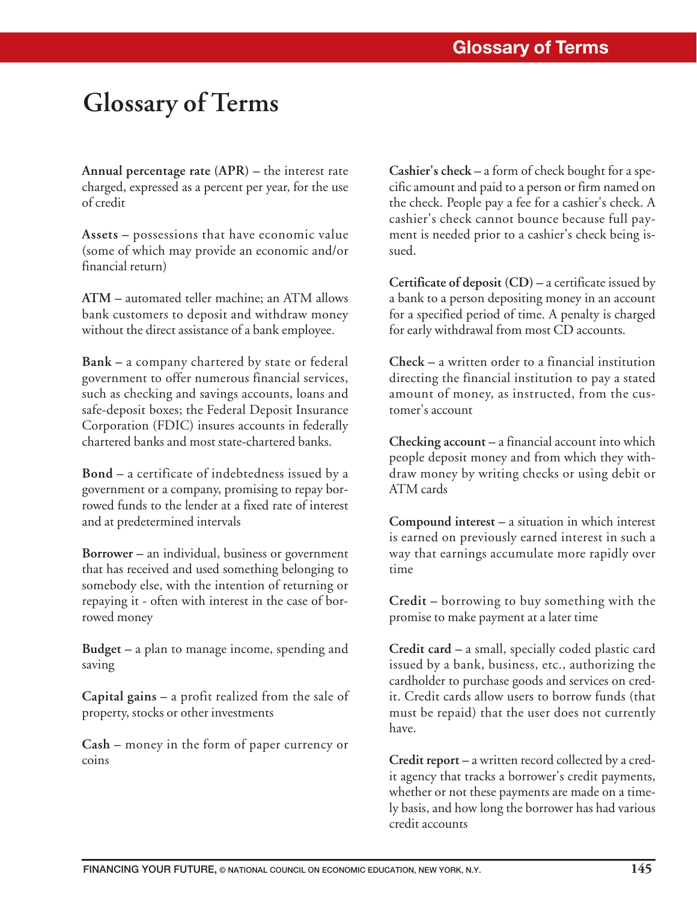# Glossary of Terms

**Annual percentage rate (APR)** – the interest rate charged, expressed as a percent per year, for the use of credit

**Assets** – possessions that have economic value (some of which may provide an economic and/or financial return)

**ATM** – automated teller machine; an ATM allows bank customers to deposit and withdraw money without the direct assistance of a bank employee.

**Bank** – a company chartered by state or federal government to offer numerous financial services, such as checking and savings accounts, loans and safe-deposit boxes; the Federal Deposit Insurance Corporation (FDIC) insures accounts in federally chartered banks and most state-chartered banks.

**Bond** – a certificate of indebtedness issued by a government or a company, promising to repay borrowed funds to the lender at a fixed rate of interest and at predetermined intervals

**Borrower** – an individual, business or government that has received and used something belonging to somebody else, with the intention of returning or repaying it - often with interest in the case of borrowed money

**Budget** – a plan to manage income, spending and saving

**Capital gains** – a profit realized from the sale of property, stocks or other investments

**Cash** – money in the form of paper currency or coins

**Cashier's check** – a form of check bought for a specific amount and paid to a person or firm named on the check. People pay a fee for a cashier's check. A cashier's check cannot bounce because full payment is needed prior to a cashier's check being issued.

**Certificate of deposit (CD)** – a certificate issued by a bank to a person depositing money in an account for a specified period of time. A penalty is charged for early withdrawal from most CD accounts.

**Check** – a written order to a financial institution directing the financial institution to pay a stated amount of money, as instructed, from the customer's account

**Checking account** – a financial account into which people deposit money and from which they withdraw money by writing checks or using debit or ATM cards

**Compound interest** – a situation in which interest is earned on previously earned interest in such a way that earnings accumulate more rapidly over time

**Credit** – borrowing to buy something with the promise to make payment at a later time

**Credit card** – a small, specially coded plastic card issued by a bank, business, etc., authorizing the cardholder to purchase goods and services on credit. Credit cards allow users to borrow funds (that must be repaid) that the user does not currently have.

**Credit report** – a written record collected by a credit agency that tracks a borrower's credit payments, whether or not these payments are made on a timely basis, and how long the borrower has had various credit accounts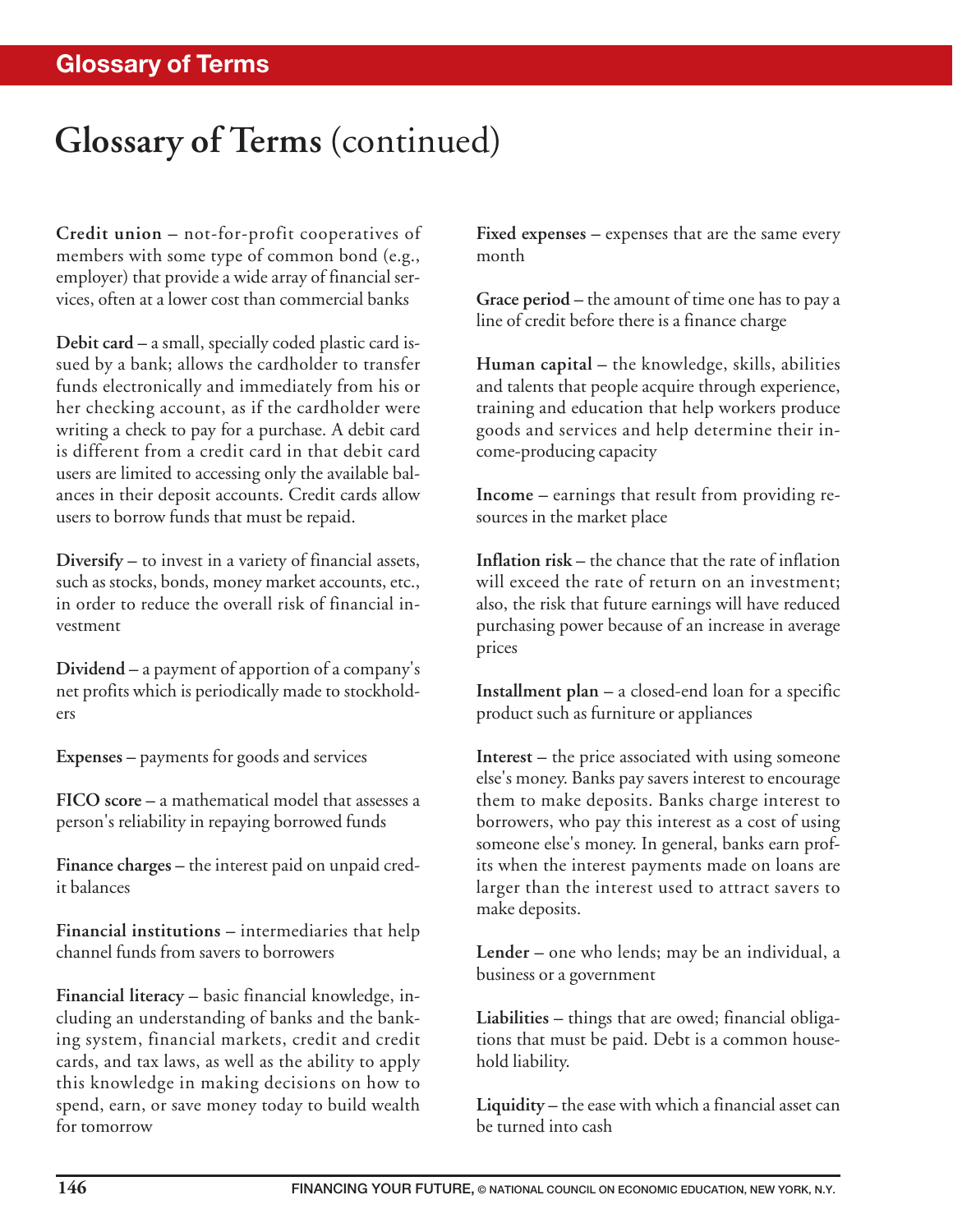# Glossary of Terms (continued)

**Credit union** – not-for-profit cooperatives of members with some type of common bond (e.g., employer) that provide a wide array of financial services, often at a lower cost than commercial banks

**Debit card** – a small, specially coded plastic card issued by a bank; allows the cardholder to transfer funds electronically and immediately from his or her checking account, as if the cardholder were writing a check to pay for a purchase. A debit card is different from a credit card in that debit card users are limited to accessing only the available balances in their deposit accounts. Credit cards allow users to borrow funds that must be repaid.

**Diversify** – to invest in a variety of financial assets, such as stocks, bonds, money market accounts, etc., in order to reduce the overall risk of financial investment

**Dividend** – a payment of apportion of a company's net profits which is periodically made to stockholders

**Expenses** – payments for goods and services

**FICO score** – a mathematical model that assesses a person's reliability in repaying borrowed funds

**Finance charges** – the interest paid on unpaid credit balances

**Financial institutions** – intermediaries that help channel funds from savers to borrowers

**Financial literacy** – basic financial knowledge, including an understanding of banks and the banking system, financial markets, credit and credit cards, and tax laws, as well as the ability to apply this knowledge in making decisions on how to spend, earn, or save money today to build wealth for tomorrow

**Fixed expenses** – expenses that are the same every month

**Grace period** – the amount of time one has to pay a line of credit before there is a finance charge

**Human capital** – the knowledge, skills, abilities and talents that people acquire through experience, training and education that help workers produce goods and services and help determine their income-producing capacity

**Income** – earnings that result from providing resources in the market place

**Inflation risk** – the chance that the rate of inflation will exceed the rate of return on an investment; also, the risk that future earnings will have reduced purchasing power because of an increase in average prices

**Installment plan** – a closed-end loan for a specific product such as furniture or appliances

**Interest** – the price associated with using someone else's money. Banks pay savers interest to encourage them to make deposits. Banks charge interest to borrowers, who pay this interest as a cost of using someone else's money. In general, banks earn profits when the interest payments made on loans are larger than the interest used to attract savers to make deposits.

**Lender** – one who lends; may be an individual, a business or a government

**Liabilities** – things that are owed; financial obligations that must be paid. Debt is a common household liability.

**Liquidity** – the ease with which a financial asset can be turned into cash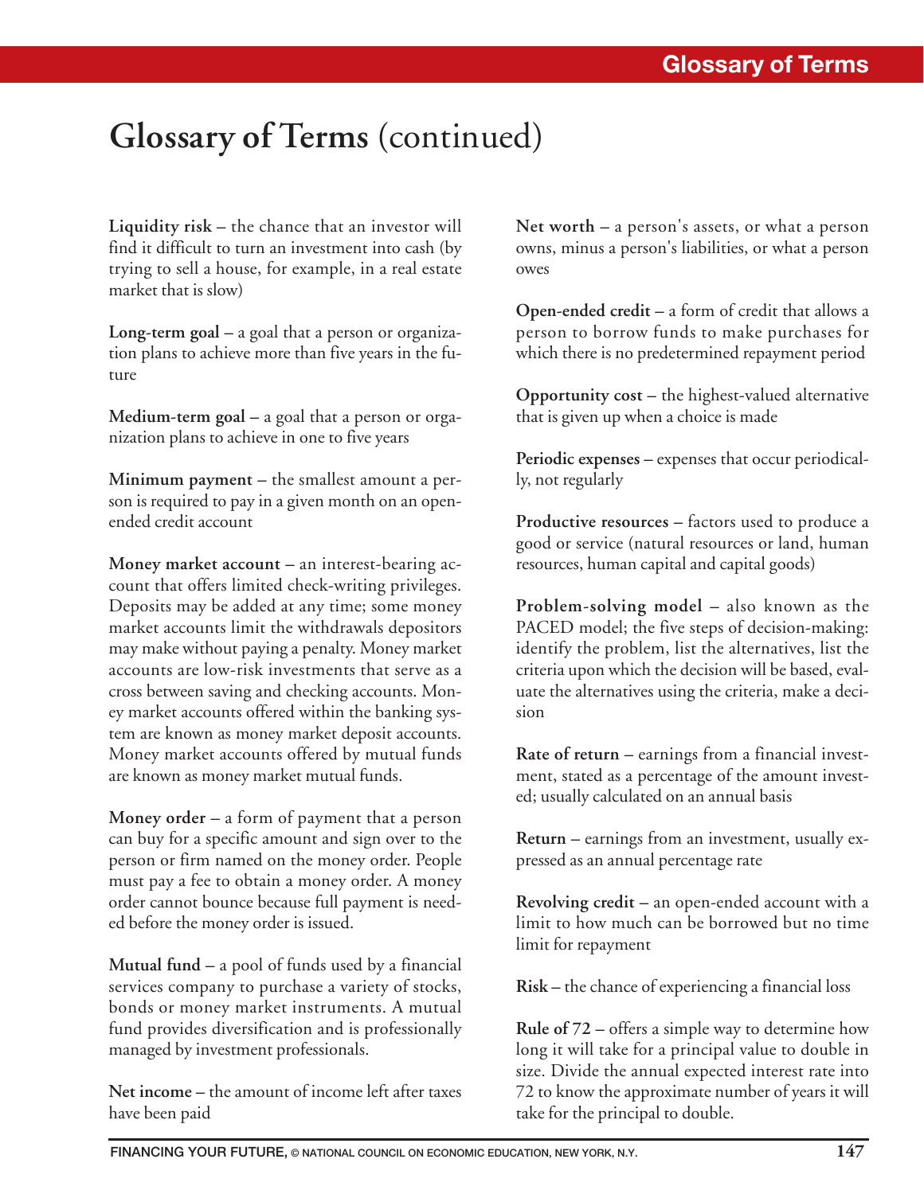# Glossary of Terms (continued)

**Liquidity risk** – the chance that an investor will find it difficult to turn an investment into cash (by trying to sell a house, for example, in a real estate market that is slow)

**Long-term goal** – a goal that a person or organization plans to achieve more than five years in the future

**Medium-term goal** – a goal that a person or organization plans to achieve in one to five years

**Minimum payment** – the smallest amount a person is required to pay in a given month on an open-ended credit account

**Money market account** – an interest-bearing account that offers limited check-writing privileges. Deposits may be added at any time; some money market accounts limit the withdrawals depositors may make without paying a penalty. Money market accounts are low-risk investments that serve as a cross between saving and checking accounts. Money market accounts offered within the banking system are known as money market deposit accounts. Money market accounts offered by mutual funds are known as money market mutual funds.

**Money order** – a form of payment that a person can buy for a specific amount and sign over to the person or firm named on the money order. People must pay a fee to obtain a money order. A money order cannot bounce because full payment is needed before the money order is issued.

**Mutual fund** – a pool of funds used by a financial services company to purchase a variety of stocks, bonds or money market instruments. A mutual fund provides diversification and is professionally managed by investment professionals.

**Net income** – the amount of income left after taxes have been paid

**Net worth** – a person's assets, or what a person owns, minus a person's liabilities, or what a person owes

**Open-ended credit** – a form of credit that allows a person to borrow funds to make purchases for which there is no predetermined repayment period

**Opportunity cost** – the highest-valued alternative that is given up when a choice is made

**Periodic expenses** – expenses that occur periodically, not regularly

**Productive resources** – factors used to produce a good or service (natural resources or land, human resources, human capital and capital goods)

**Problem-solving model** – also known as the PACED model; the five steps of decision-making: identify the problem, list the alternatives, list the criteria upon which the decision will be based, evaluate the alternatives using the criteria, make a decision

**Rate of return** – earnings from a financial investment, stated as a percentage of the amount invested; usually calculated on an annual basis

**Return** – earnings from an investment, usually expressed as an annual percentage rate

**Revolving credit** – an open-ended account with a limit to how much can be borrowed but no time limit for repayment

**Risk** – the chance of experiencing a financial loss

**Rule of 72** – offers a simple way to determine how long it will take for a principal value to double in size. Divide the annual expected interest rate into 72 to know the approximate number of years it will take for the principal to double.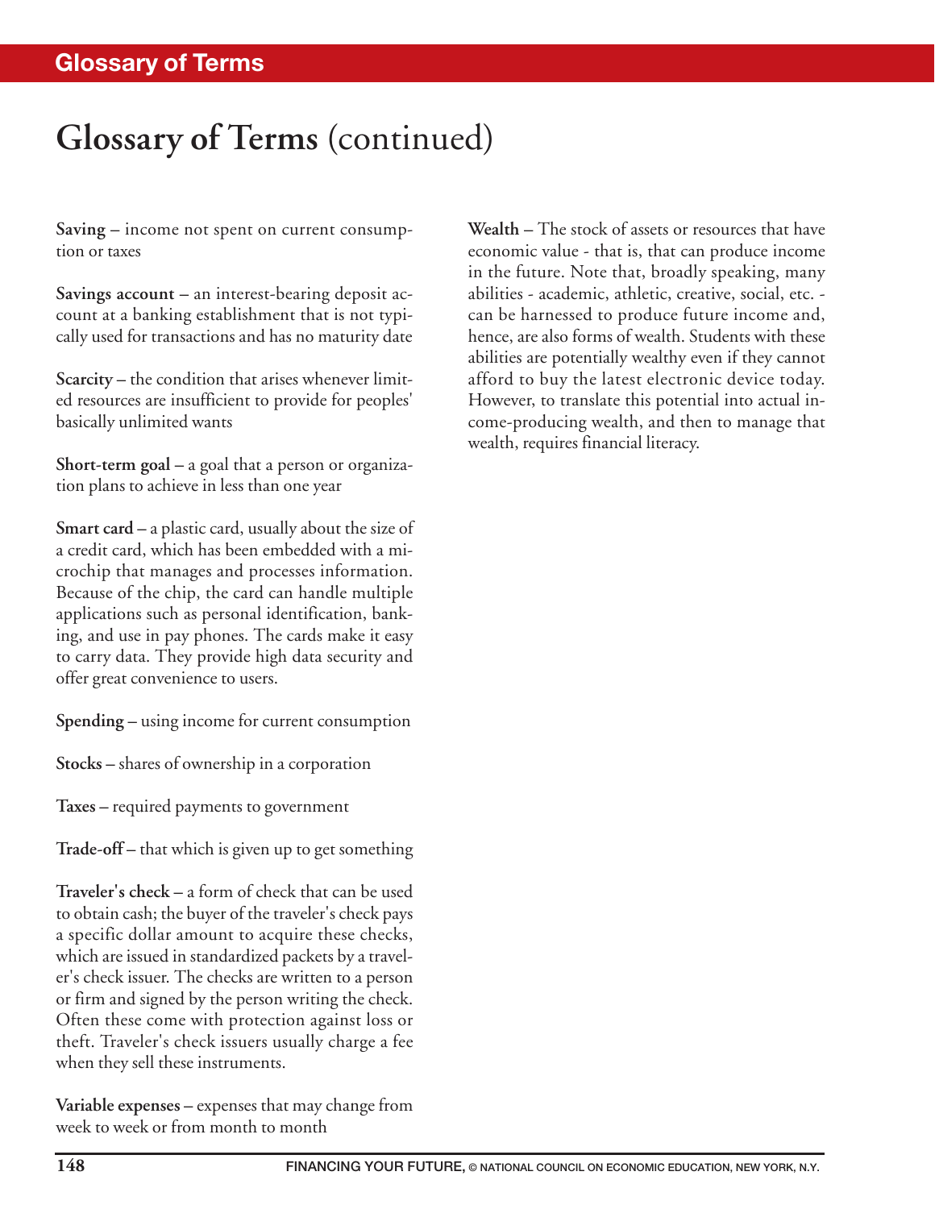# Glossary of Terms (continued)

**Saving** – income not spent on current consumption or taxes

**Savings account** – an interest-bearing deposit account at a banking establishment that is not typically used for transactions and has no maturity date

**Scarcity** – the condition that arises whenever limited resources are insufficient to provide for peoples' basically unlimited wants

**Short-term goal** – a goal that a person or organization plans to achieve in less than one year

**Smart card** – a plastic card, usually about the size of a credit card, which has been embedded with a microchip that manages and processes information. Because of the chip, the card can handle multiple applications such as personal identification, banking, and use in pay phones. The cards make it easy to carry data. They provide high data security and offer great convenience to users.

**Spending** – using income for current consumption

**Stocks** – shares of ownership in a corporation

**Taxes** – required payments to government

**Trade-off** – that which is given up to get something

**Traveler's check** – a form of check that can be used to obtain cash; the buyer of the traveler's check pays a specific dollar amount to acquire these checks, which are issued in standardized packets by a traveler's check issuer. The checks are written to a person or firm and signed by the person writing the check. Often these come with protection against loss or theft. Traveler's check issuers usually charge a fee when they sell these instruments.

**Variable expenses** – expenses that may change from week to week or from month to month

**Wealth** – The stock of assets or resources that have economic value - that is, that can produce income in the future. Note that, broadly speaking, many abilities - academic, athletic, creative, social, etc. - can be harnessed to produce future income and, hence, are also forms of wealth. Students with these abilities are potentially wealthy even if they cannot afford to buy the latest electronic device today. However, to translate this potential into actual income-producing wealth, and then to manage that wealth, requires financial literacy.